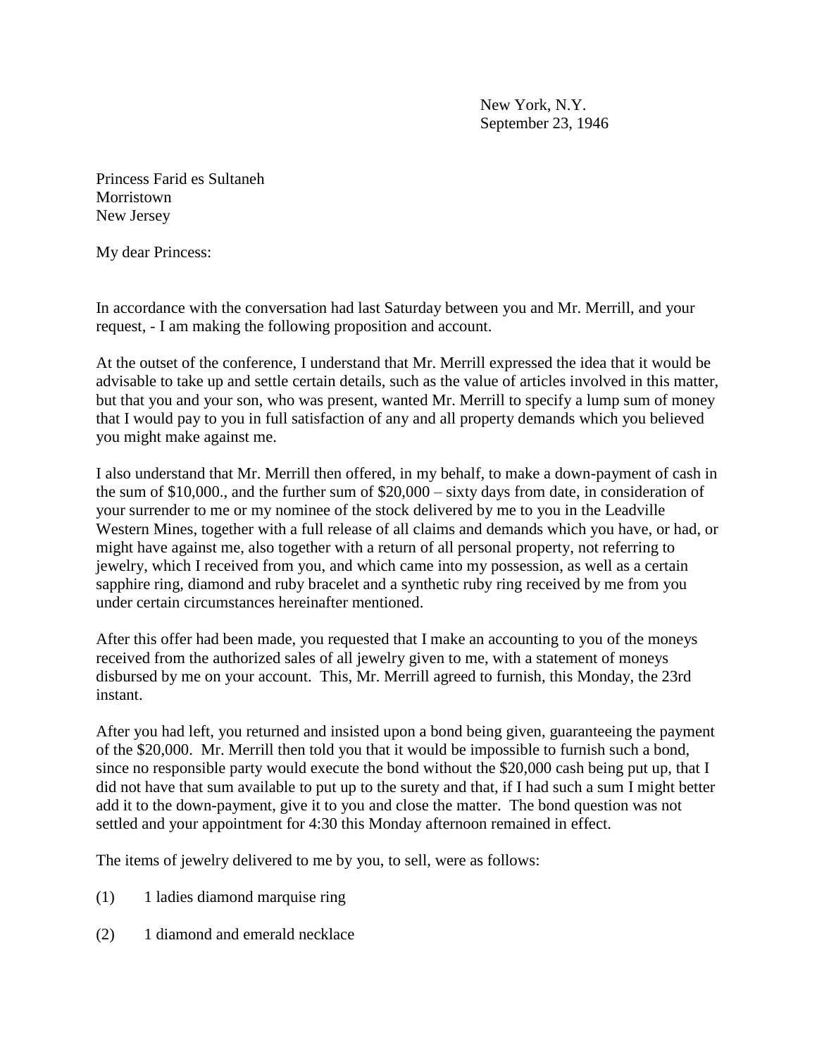New York, N.Y.
September 23, 1946

Princess Farid es Sultaneh
Morristown
New Jersey

My dear Princess:

In accordance with the conversation had last Saturday between you and Mr. Merrill, and your request, - I am making the following proposition and account.

At the outset of the conference, I understand that Mr. Merrill expressed the idea that it would be advisable to take up and settle certain details, such as the value of articles involved in this matter, but that you and your son, who was present, wanted Mr. Merrill to specify a lump sum of money that I would pay to you in full satisfaction of any and all property demands which you believed you might make against me.

I also understand that Mr. Merrill then offered, in my behalf, to make a down-payment of cash in the sum of $10,000., and the further sum of $20,000 – sixty days from date, in consideration of your surrender to me or my nominee of the stock delivered by me to you in the Leadville Western Mines, together with a full release of all claims and demands which you have, or had, or might have against me, also together with a return of all personal property, not referring to jewelry, which I received from you, and which came into my possession, as well as a certain sapphire ring, diamond and ruby bracelet and a synthetic ruby ring received by me from you under certain circumstances hereinafter mentioned.

After this offer had been made, you requested that I make an accounting to you of the moneys received from the authorized sales of all jewelry given to me, with a statement of moneys disbursed by me on your account. This, Mr. Merrill agreed to furnish, this Monday, the 23rd instant.

After you had left, you returned and insisted upon a bond being given, guaranteeing the payment of the $20,000. Mr. Merrill then told you that it would be impossible to furnish such a bond, since no responsible party would execute the bond without the $20,000 cash being put up, that I did not have that sum available to put up to the surety and that, if I had such a sum I might better add it to the down-payment, give it to you and close the matter. The bond question was not settled and your appointment for 4:30 this Monday afternoon remained in effect.

The items of jewelry delivered to me by you, to sell, were as follows:

(1) 1 ladies diamond marquise ring

(2) 1 diamond and emerald necklace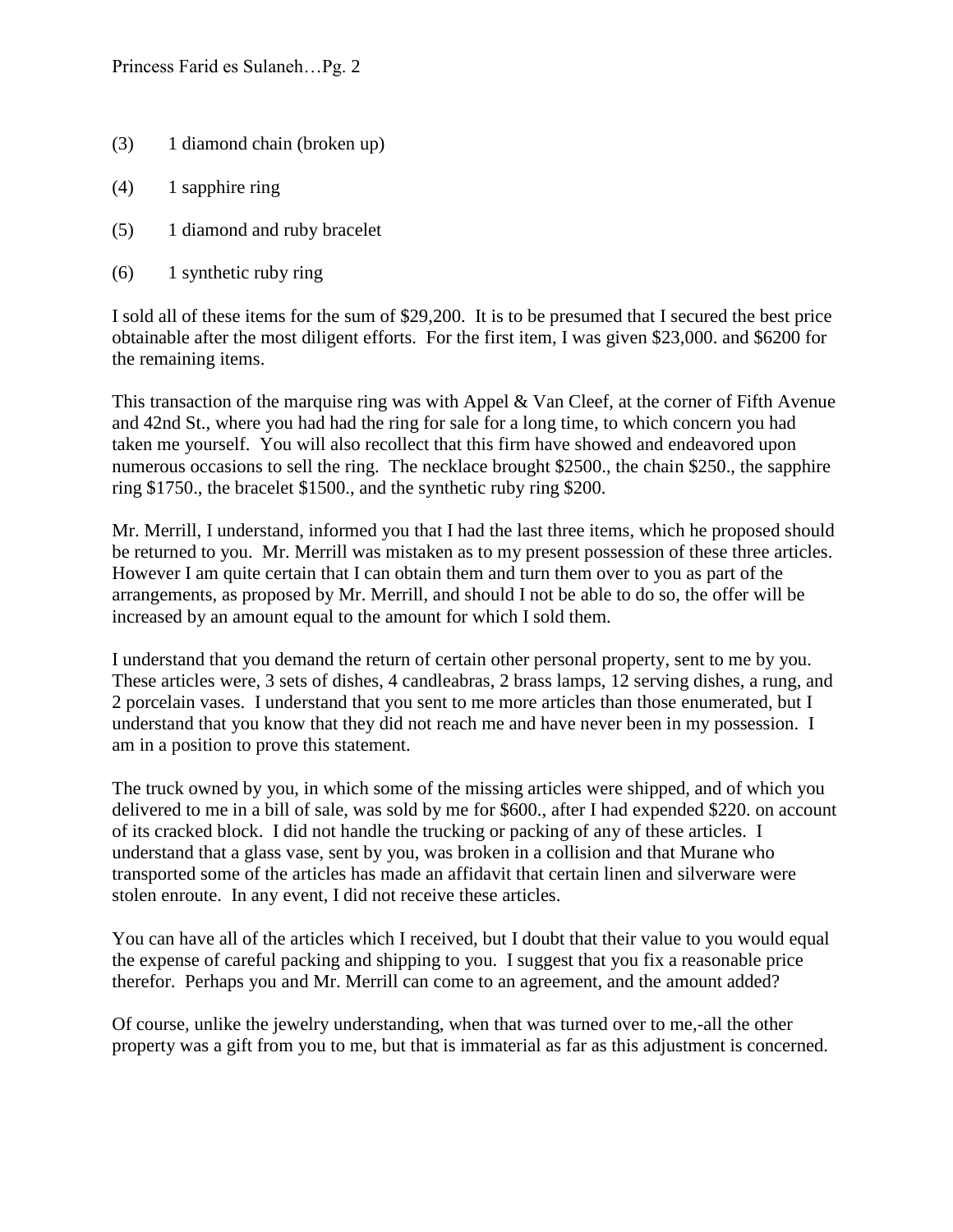(3) 1 diamond chain (broken up)

(4) 1 sapphire ring

(5) 1 diamond and ruby bracelet

(6) 1 synthetic ruby ring

I sold all of these items for the sum of $29,200. It is to be presumed that I secured the best price obtainable after the most diligent efforts. For the first item, I was given $23,000. and $6200 for the remaining items.

This transaction of the marquise ring was with Appel & Van Cleef, at the corner of Fifth Avenue and 42nd St., where you had had the ring for sale for a long time, to which concern you had taken me yourself. You will also recollect that this firm have showed and endeavored upon numerous occasions to sell the ring. The necklace brought $2500., the chain $250., the sapphire ring $1750., the bracelet $1500., and the synthetic ruby ring $200.

Mr. Merrill, I understand, informed you that I had the last three items, which he proposed should be returned to you. Mr. Merrill was mistaken as to my present possession of these three articles. However I am quite certain that I can obtain them and turn them over to you as part of the arrangements, as proposed by Mr. Merrill, and should I not be able to do so, the offer will be increased by an amount equal to the amount for which I sold them.

I understand that you demand the return of certain other personal property, sent to me by you. These articles were, 3 sets of dishes, 4 candleabras, 2 brass lamps, 12 serving dishes, a rung, and 2 porcelain vases. I understand that you sent to me more articles than those enumerated, but I understand that you know that they did not reach me and have never been in my possession. I am in a position to prove this statement.

The truck owned by you, in which some of the missing articles were shipped, and of which you delivered to me in a bill of sale, was sold by me for $600., after I had expended $220. on account of its cracked block. I did not handle the trucking or packing of any of these articles. I understand that a glass vase, sent by you, was broken in a collision and that Murane who transported some of the articles has made an affidavit that certain linen and silverware were stolen enroute. In any event, I did not receive these articles.

You can have all of the articles which I received, but I doubt that their value to you would equal the expense of careful packing and shipping to you. I suggest that you fix a reasonable price therefor. Perhaps you and Mr. Merrill can come to an agreement, and the amount added?

Of course, unlike the jewelry understanding, when that was turned over to me,-all the other property was a gift from you to me, but that is immaterial as far as this adjustment is concerned.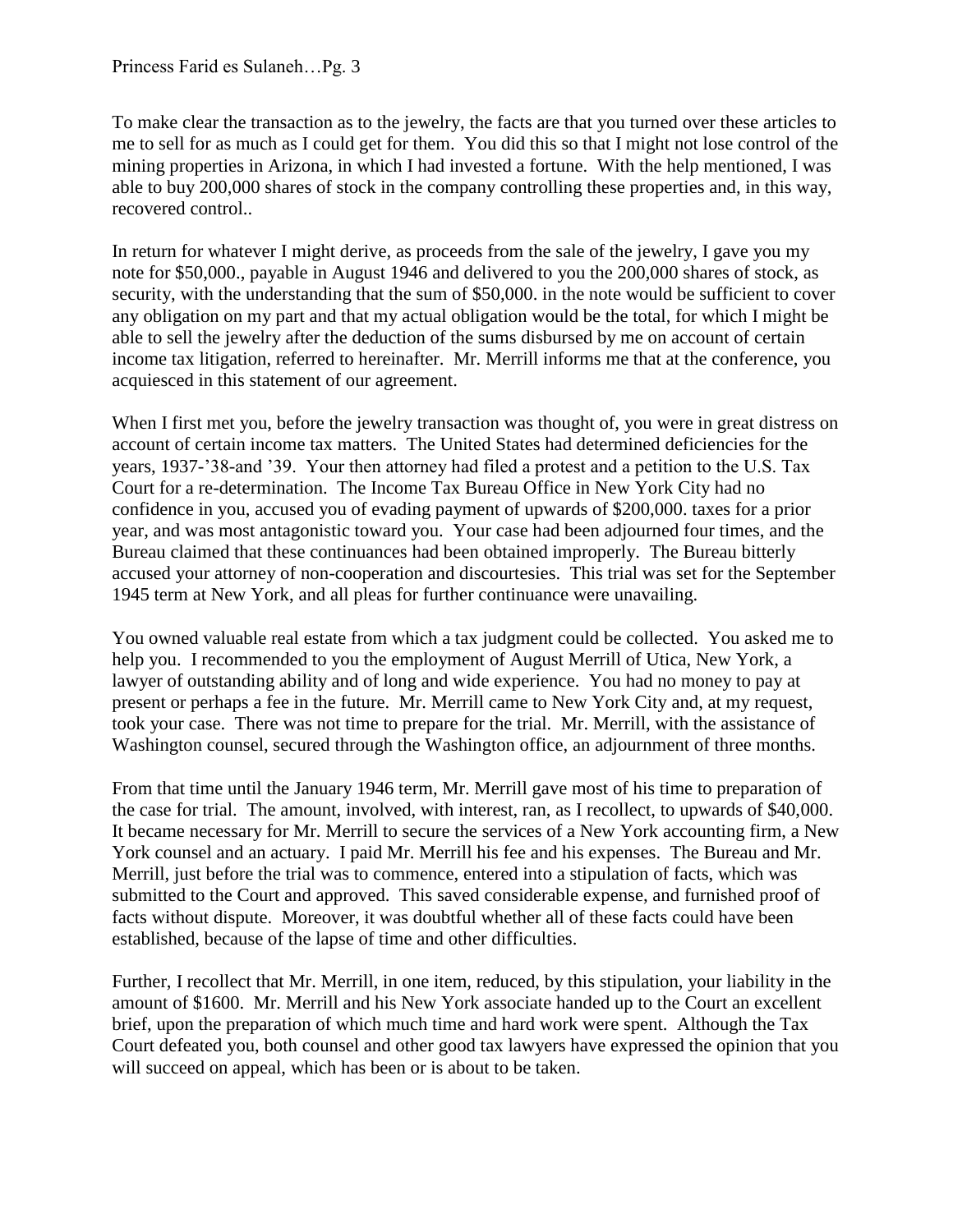To make clear the transaction as to the jewelry, the facts are that you turned over these articles to me to sell for as much as I could get for them. You did this so that I might not lose control of the mining properties in Arizona, in which I had invested a fortune. With the help mentioned, I was able to buy 200,000 shares of stock in the company controlling these properties and, in this way, recovered control..

In return for whatever I might derive, as proceeds from the sale of the jewelry, I gave you my note for $50,000., payable in August 1946 and delivered to you the 200,000 shares of stock, as security, with the understanding that the sum of $50,000. in the note would be sufficient to cover any obligation on my part and that my actual obligation would be the total, for which I might be able to sell the jewelry after the deduction of the sums disbursed by me on account of certain income tax litigation, referred to hereinafter. Mr. Merrill informs me that at the conference, you acquiesced in this statement of our agreement.

When I first met you, before the jewelry transaction was thought of, you were in great distress on account of certain income tax matters. The United States had determined deficiencies for the years, 1937-'38-and '39. Your then attorney had filed a protest and a petition to the U.S. Tax Court for a re-determination. The Income Tax Bureau Office in New York City had no confidence in you, accused you of evading payment of upwards of $200,000. taxes for a prior year, and was most antagonistic toward you. Your case had been adjourned four times, and the Bureau claimed that these continuances had been obtained improperly. The Bureau bitterly accused your attorney of non-cooperation and discourtesies. This trial was set for the September 1945 term at New York, and all pleas for further continuance were unavailing.

You owned valuable real estate from which a tax judgment could be collected. You asked me to help you. I recommended to you the employment of August Merrill of Utica, New York, a lawyer of outstanding ability and of long and wide experience. You had no money to pay at present or perhaps a fee in the future. Mr. Merrill came to New York City and, at my request, took your case. There was not time to prepare for the trial. Mr. Merrill, with the assistance of Washington counsel, secured through the Washington office, an adjournment of three months.

From that time until the January 1946 term, Mr. Merrill gave most of his time to preparation of the case for trial. The amount, involved, with interest, ran, as I recollect, to upwards of $40,000. It became necessary for Mr. Merrill to secure the services of a New York accounting firm, a New York counsel and an actuary. I paid Mr. Merrill his fee and his expenses. The Bureau and Mr. Merrill, just before the trial was to commence, entered into a stipulation of facts, which was submitted to the Court and approved. This saved considerable expense, and furnished proof of facts without dispute. Moreover, it was doubtful whether all of these facts could have been established, because of the lapse of time and other difficulties.

Further, I recollect that Mr. Merrill, in one item, reduced, by this stipulation, your liability in the amount of $1600. Mr. Merrill and his New York associate handed up to the Court an excellent brief, upon the preparation of which much time and hard work were spent. Although the Tax Court defeated you, both counsel and other good tax lawyers have expressed the opinion that you will succeed on appeal, which has been or is about to be taken.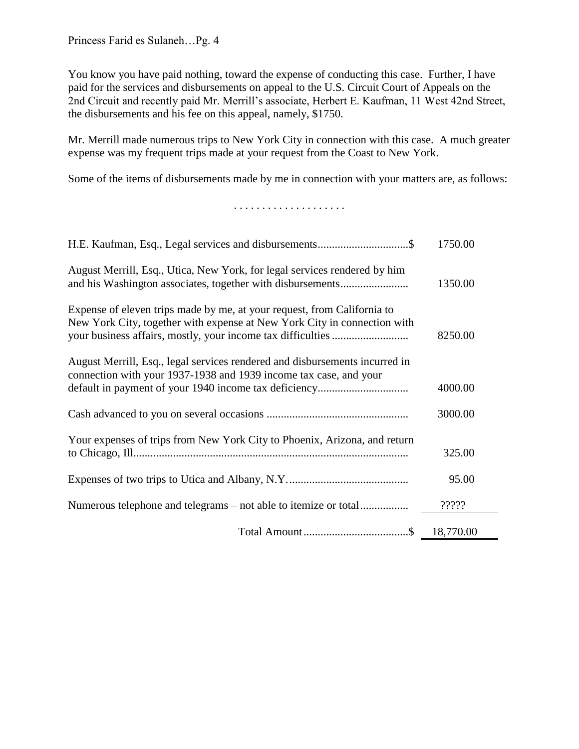You know you have paid nothing, toward the expense of conducting this case. Further, I have paid for the services and disbursements on appeal to the U.S. Circuit Court of Appeals on the 2nd Circuit and recently paid Mr. Merrill's associate, Herbert E. Kaufman, 11 West 42nd Street, the disbursements and his fee on this appeal, namely, $1750.

Mr. Merrill made numerous trips to New York City in connection with this case. A much greater expense was my frequent trips made at your request from the Coast to New York.

Some of the items of disbursements made by me in connection with your matters are, as follows:

. . . . . . . . . . . . . . . . . . . .

| Item | Amount |
|---|---|
| H.E. Kaufman, Esq., Legal services and disbursements................................$ | 1750.00 |
| August Merrill, Esq., Utica, New York, for legal services rendered by him and his Washington associates, together with disbursements........................ | 1350.00 |
| Expense of eleven trips made by me, at your request, from California to New York City, together with expense at New York City in connection with your business affairs, mostly, your income tax difficulties........................... | 8250.00 |
| August Merrill, Esq., legal services rendered and disbursements incurred in connection with your 1937-1938 and 1939 income tax case, and your default in payment of your 1940 income tax deficiency................................ | 4000.00 |
| Cash advanced to you on several occasions .................................................. | 3000.00 |
| Your expenses of trips from New York City to Phoenix, Arizona, and return to Chicago, Ill................................................................................................ | 325.00 |
| Expenses of two trips to Utica and Albany, N.Y........................................... | 95.00 |
| Numerous telephone and telegrams – not able to itemize or total................. | ????? |
| Total Amount.....................................$ | 18,770.00 |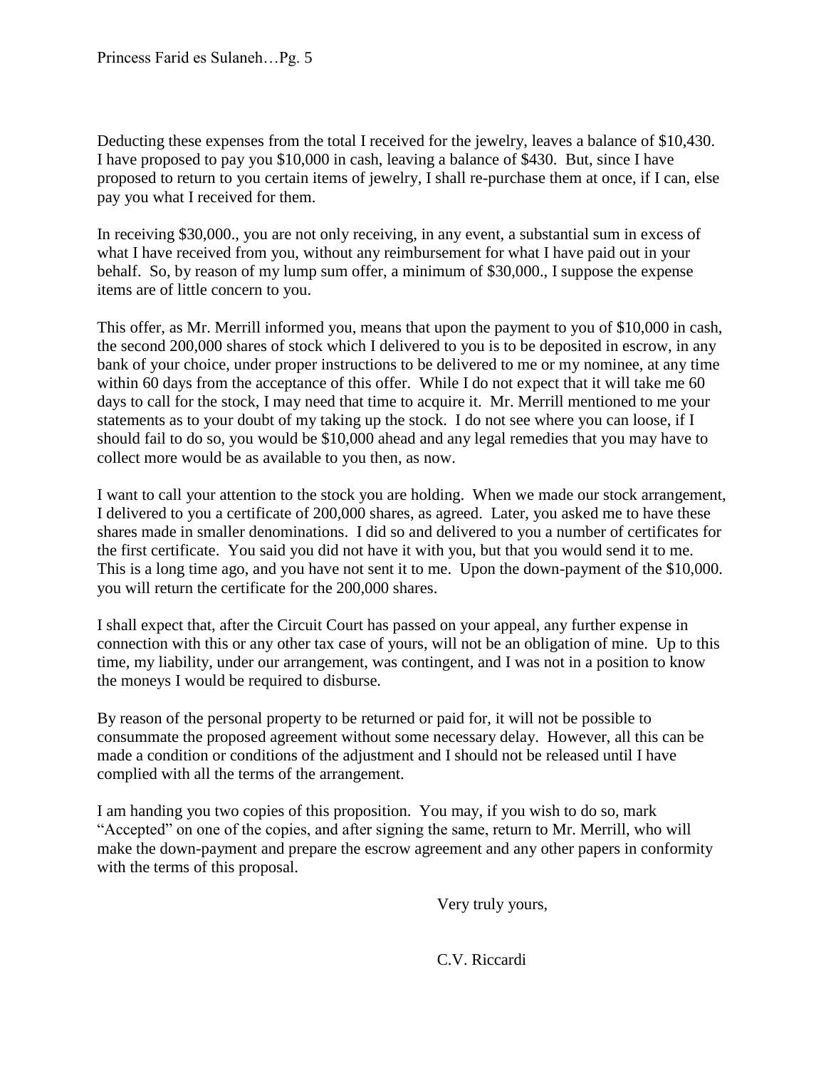Deducting these expenses from the total I received for the jewelry, leaves a balance of $10,430. I have proposed to pay you $10,000 in cash, leaving a balance of $430. But, since I have proposed to return to you certain items of jewelry, I shall re-purchase them at once, if I can, else pay you what I received for them.

In receiving $30,000., you are not only receiving, in any event, a substantial sum in excess of what I have received from you, without any reimbursement for what I have paid out in your behalf. So, by reason of my lump sum offer, a minimum of $30,000., I suppose the expense items are of little concern to you.

This offer, as Mr. Merrill informed you, means that upon the payment to you of $10,000 in cash, the second 200,000 shares of stock which I delivered to you is to be deposited in escrow, in any bank of your choice, under proper instructions to be delivered to me or my nominee, at any time within 60 days from the acceptance of this offer. While I do not expect that it will take me 60 days to call for the stock, I may need that time to acquire it. Mr. Merrill mentioned to me your statements as to your doubt of my taking up the stock. I do not see where you can loose, if I should fail to do so, you would be $10,000 ahead and any legal remedies that you may have to collect more would be as available to you then, as now.

I want to call your attention to the stock you are holding. When we made our stock arrangement, I delivered to you a certificate of 200,000 shares, as agreed. Later, you asked me to have these shares made in smaller denominations. I did so and delivered to you a number of certificates for the first certificate. You said you did not have it with you, but that you would send it to me. This is a long time ago, and you have not sent it to me. Upon the down-payment of the $10,000. you will return the certificate for the 200,000 shares.

I shall expect that, after the Circuit Court has passed on your appeal, any further expense in connection with this or any other tax case of yours, will not be an obligation of mine. Up to this time, my liability, under our arrangement, was contingent, and I was not in a position to know the moneys I would be required to disburse.

By reason of the personal property to be returned or paid for, it will not be possible to consummate the proposed agreement without some necessary delay. However, all this can be made a condition or conditions of the adjustment and I should not be released until I have complied with all the terms of the arrangement.

I am handing you two copies of this proposition. You may, if you wish to do so, mark "Accepted" on one of the copies, and after signing the same, return to Mr. Merrill, who will make the down-payment and prepare the escrow agreement and any other papers in conformity with the terms of this proposal.

Very truly yours,

C.V. Riccardi